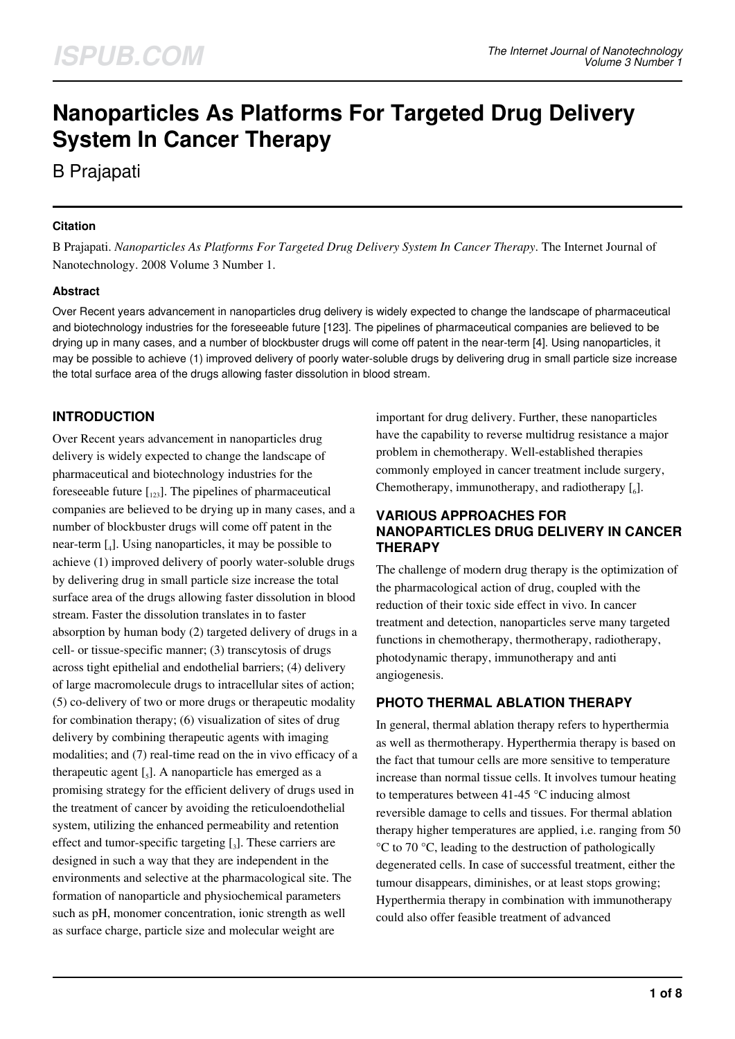# Nanoparticles As Platforms For Targeted Drug Delivery System In Cancer Therapy

B Prajapati

### Citation

B Prajapati. *Nanoparticles As Platforms For Targeted Drug Delivery System In Cancer Therapy*. The Internet Journal of Nanotechnology. 2008 Volume 3 Number 1.

### Abstract

Over Recent years advancement in nanoparticles drug delivery is widely expected to change the landscape of pharmaceutical and biotechnology industries for the foreseeable future [123]. The pipelines of pharmaceutical companies are believed to be drying up in many cases, and a number of blockbuster drugs will come off patent in the near-term [4]. Using nanoparticles, it may be possible to achieve (1) improved delivery of poorly water-soluble drugs by delivering drug in small particle size increase the total surface area of the drugs allowing faster dissolution in blood stream.

## INTRODUCTION

Over Recent years advancement in nanoparticles drug delivery is widely expected to change the landscape of pharmaceutical and biotechnology industries for the foreseeable future [123]. The pipelines of pharmaceutical companies are believed to be drying up in many cases, and a number of blockbuster drugs will come off patent in the near-term [4]. Using nanoparticles, it may be possible to achieve (1) improved delivery of poorly water-soluble drugs by delivering drug in small particle size increase the total surface area of the drugs allowing faster dissolution in blood stream. Faster the dissolution translates in to faster absorption by human body (2) targeted delivery of drugs in a cell- or tissue-specific manner; (3) transcytosis of drugs across tight epithelial and endothelial barriers; (4) delivery of large macromolecule drugs to intracellular sites of action; (5) co-delivery of two or more drugs or therapeutic modality for combination therapy; (6) visualization of sites of drug delivery by combining therapeutic agents with imaging modalities; and (7) real-time read on the in vivo efficacy of a therapeutic agent [5]. A nanoparticle has emerged as a promising strategy for the efficient delivery of drugs used in the treatment of cancer by avoiding the reticuloendothelial system, utilizing the enhanced permeability and retention effect and tumor-specific targeting [3]. These carriers are designed in such a way that they are independent in the environments and selective at the pharmacological site. The formation of nanoparticle and physiochemical parameters such as pH, monomer concentration, ionic strength as well as surface charge, particle size and molecular weight are important for drug delivery. Further, these nanoparticles have the capability to reverse multidrug resistance a major problem in chemotherapy. Well-established therapies commonly employed in cancer treatment include surgery, Chemotherapy, immunotherapy, and radiotherapy [6].

## VARIOUS APPROACHES FOR NANOPARTICLES DRUG DELIVERY IN CANCER THERAPY

The challenge of modern drug therapy is the optimization of the pharmacological action of drug, coupled with the reduction of their toxic side effect in vivo. In cancer treatment and detection, nanoparticles serve many targeted functions in chemotherapy, thermotherapy, radiotherapy, photodynamic therapy, immunotherapy and anti angiogenesis.

## PHOTO THERMAL ABLATION THERAPY

In general, thermal ablation therapy refers to hyperthermia as well as thermotherapy. Hyperthermia therapy is based on the fact that tumour cells are more sensitive to temperature increase than normal tissue cells. It involves tumour heating to temperatures between 41-45 °C inducing almost reversible damage to cells and tissues. For thermal ablation therapy higher temperatures are applied, i.e. ranging from 50 °C to 70 °C, leading to the destruction of pathologically degenerated cells. In case of successful treatment, either the tumour disappears, diminishes, or at least stops growing; Hyperthermia therapy in combination with immunotherapy could also offer feasible treatment of advanced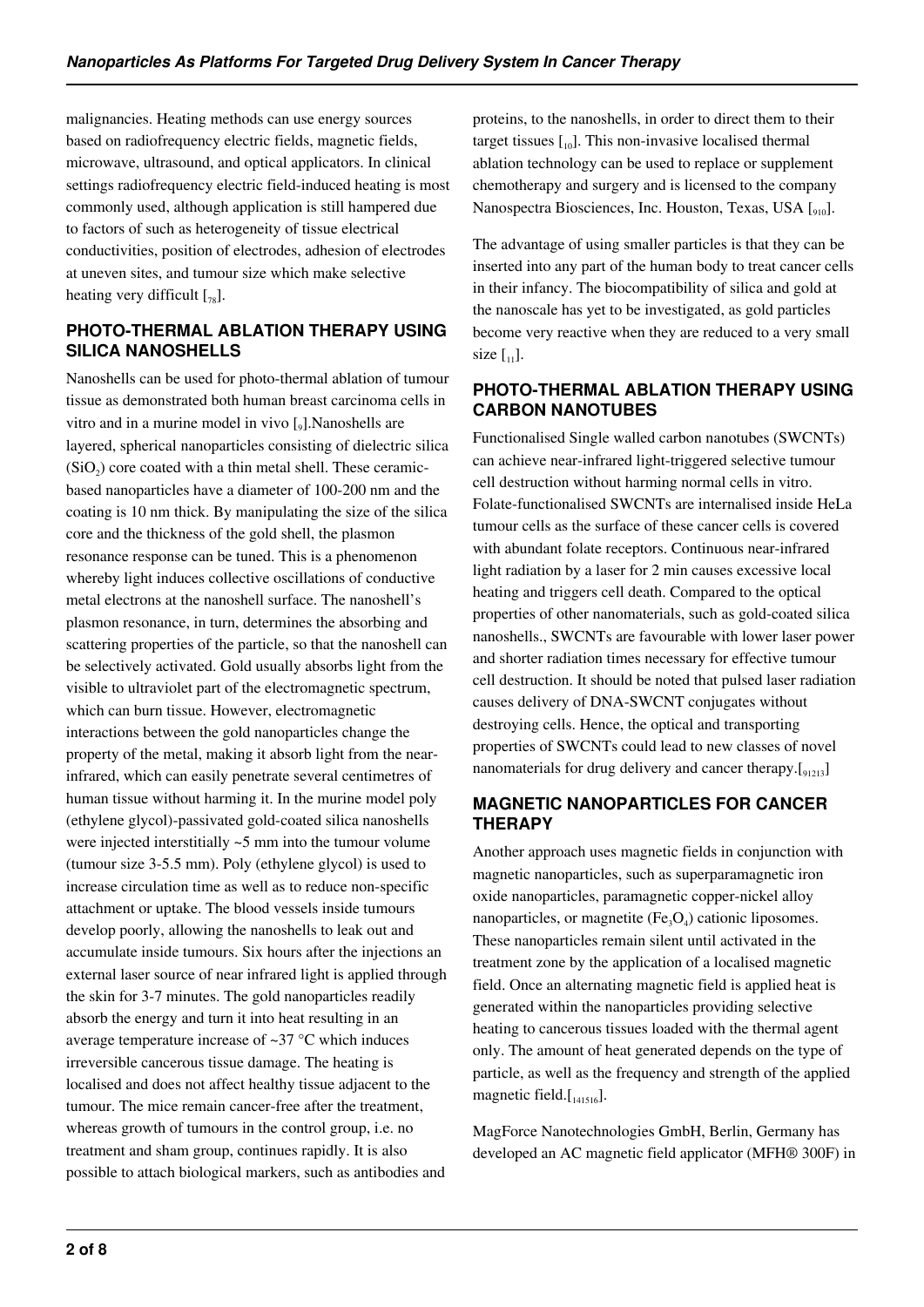malignancies. Heating methods can use energy sources based on radiofrequency electric fields, magnetic fields, microwave, ultrasound, and optical applicators. In clinical settings radiofrequency electric field-induced heating is most commonly used, although application is still hampered due to factors of such as heterogeneity of tissue electrical conductivities, position of electrodes, adhesion of electrodes at uneven sites, and tumour size which make selective heating very difficult [78].

## PHOTO-THERMAL ABLATION THERAPY USING SILICA NANOSHELLS

Nanoshells can be used for photo-thermal ablation of tumour tissue as demonstrated both human breast carcinoma cells in vitro and in a murine model in vivo [9].Nanoshells are layered, spherical nanoparticles consisting of dielectric silica ($SiO_2$) core coated with a thin metal shell. These ceramic-based nanoparticles have a diameter of 100-200 nm and the coating is 10 nm thick. By manipulating the size of the silica core and the thickness of the gold shell, the plasmon resonance response can be tuned. This is a phenomenon whereby light induces collective oscillations of conductive metal electrons at the nanoshell surface. The nanoshell's plasmon resonance, in turn, determines the absorbing and scattering properties of the particle, so that the nanoshell can be selectively activated. Gold usually absorbs light from the visible to ultraviolet part of the electromagnetic spectrum, which can burn tissue. However, electromagnetic interactions between the gold nanoparticles change the property of the metal, making it absorb light from the near-infrared, which can easily penetrate several centimetres of human tissue without harming it. In the murine model poly (ethylene glycol)-passivated gold-coated silica nanoshells were injected interstitially ~5 mm into the tumour volume (tumour size 3-5.5 mm). Poly (ethylene glycol) is used to increase circulation time as well as to reduce non-specific attachment or uptake. The blood vessels inside tumours develop poorly, allowing the nanoshells to leak out and accumulate inside tumours. Six hours after the injections an external laser source of near infrared light is applied through the skin for 3-7 minutes. The gold nanoparticles readily absorb the energy and turn it into heat resulting in an average temperature increase of ~37 °C which induces irreversible cancerous tissue damage. The heating is localised and does not affect healthy tissue adjacent to the tumour. The mice remain cancer-free after the treatment, whereas growth of tumours in the control group, i.e. no treatment and sham group, continues rapidly. It is also possible to attach biological markers, such as antibodies and proteins, to the nanoshells, in order to direct them to their target tissues [10]. This non-invasive localised thermal ablation technology can be used to replace or supplement chemotherapy and surgery and is licensed to the company Nanospectra Biosciences, Inc. Houston, Texas, USA [910].

The advantage of using smaller particles is that they can be inserted into any part of the human body to treat cancer cells in their infancy. The biocompatibility of silica and gold at the nanoscale has yet to be investigated, as gold particles become very reactive when they are reduced to a very small size [11].

## PHOTO-THERMAL ABLATION THERAPY USING CARBON NANOTUBES

Functionalised Single walled carbon nanotubes (SWCNTs) can achieve near-infrared light-triggered selective tumour cell destruction without harming normal cells in vitro. Folate-functionalised SWCNTs are internalised inside HeLa tumour cells as the surface of these cancer cells is covered with abundant folate receptors. Continuous near-infrared light radiation by a laser for 2 min causes excessive local heating and triggers cell death. Compared to the optical properties of other nanomaterials, such as gold-coated silica nanoshells., SWCNTs are favourable with lower laser power and shorter radiation times necessary for effective tumour cell destruction. It should be noted that pulsed laser radiation causes delivery of DNA-SWCNT conjugates without destroying cells. Hence, the optical and transporting properties of SWCNTs could lead to new classes of novel nanomaterials for drug delivery and cancer therapy.[91213]

## MAGNETIC NANOPARTICLES FOR CANCER THERAPY

Another approach uses magnetic fields in conjunction with magnetic nanoparticles, such as superparamagnetic iron oxide nanoparticles, paramagnetic copper-nickel alloy nanoparticles, or magnetite ($Fe_3O_4$) cationic liposomes. These nanoparticles remain silent until activated in the treatment zone by the application of a localised magnetic field. Once an alternating magnetic field is applied heat is generated within the nanoparticles providing selective heating to cancerous tissues loaded with the thermal agent only. The amount of heat generated depends on the type of particle, as well as the frequency and strength of the applied magnetic field.[141516].

MagForce Nanotechnologies GmbH, Berlin, Germany has developed an AC magnetic field applicator (MFH® 300F) in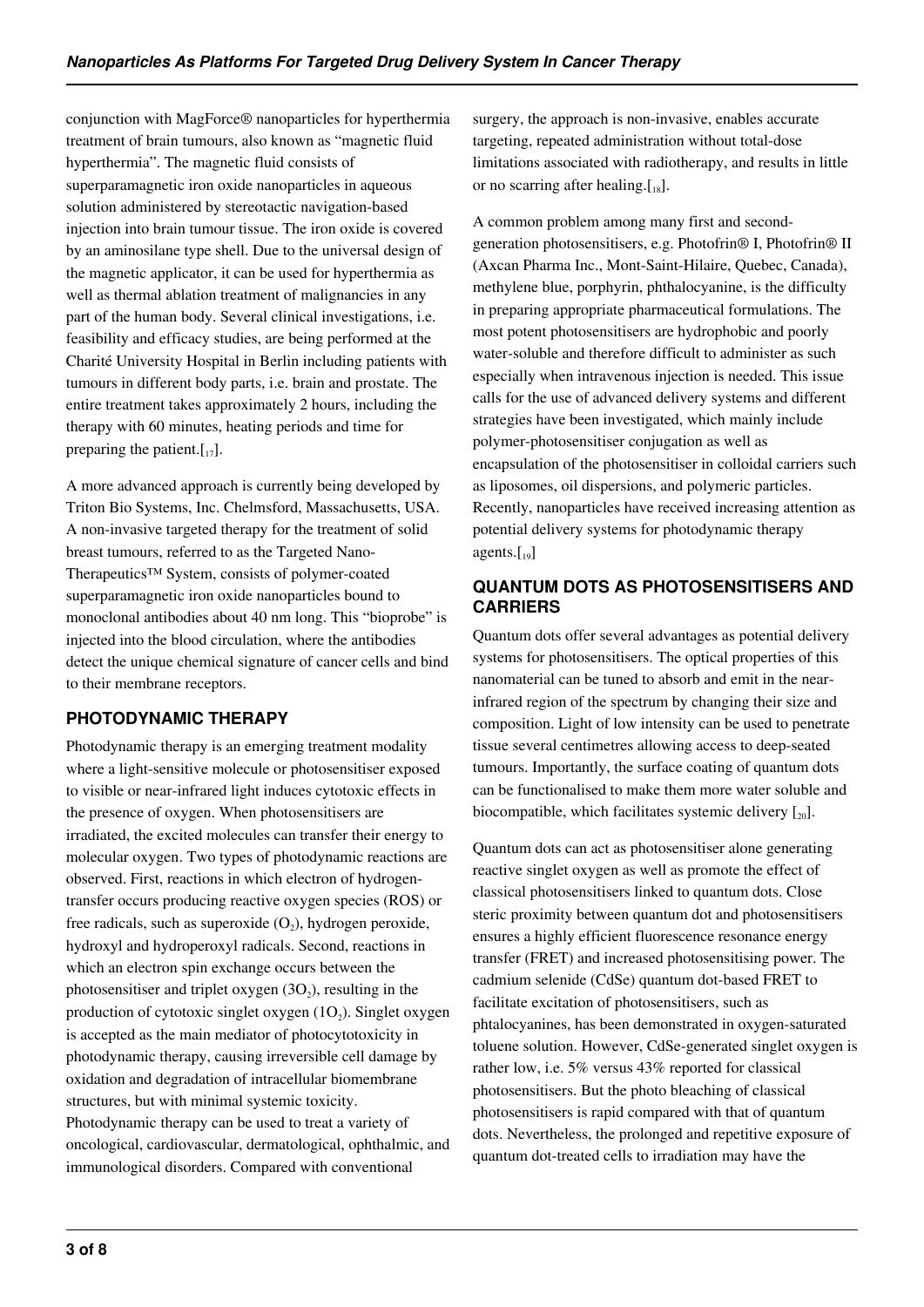conjunction with MagForce® nanoparticles for hyperthermia treatment of brain tumours, also known as "magnetic fluid hyperthermia". The magnetic fluid consists of superparamagnetic iron oxide nanoparticles in aqueous solution administered by stereotactic navigation-based injection into brain tumour tissue. The iron oxide is covered by an aminosilane type shell. Due to the universal design of the magnetic applicator, it can be used for hyperthermia as well as thermal ablation treatment of malignancies in any part of the human body. Several clinical investigations, i.e. feasibility and efficacy studies, are being performed at the Charité University Hospital in Berlin including patients with tumours in different body parts, i.e. brain and prostate. The entire treatment takes approximately 2 hours, including the therapy with 60 minutes, heating periods and time for preparing the patient.[17].

A more advanced approach is currently being developed by Triton Bio Systems, Inc. Chelmsford, Massachusetts, USA. A non-invasive targeted therapy for the treatment of solid breast tumours, referred to as the Targeted Nano-Therapeutics™ System, consists of polymer-coated superparamagnetic iron oxide nanoparticles bound to monoclonal antibodies about 40 nm long. This "bioprobe" is injected into the blood circulation, where the antibodies detect the unique chemical signature of cancer cells and bind to their membrane receptors.

## PHOTODYNAMIC THERAPY

Photodynamic therapy is an emerging treatment modality where a light-sensitive molecule or photosensitiser exposed to visible or near-infrared light induces cytotoxic effects in the presence of oxygen. When photosensitisers are irradiated, the excited molecules can transfer their energy to molecular oxygen. Two types of photodynamic reactions are observed. First, reactions in which electron of hydrogen-transfer occurs producing reactive oxygen species (ROS) or free radicals, such as superoxide ($O_2$), hydrogen peroxide, hydroxyl and hydroperoxyl radicals. Second, reactions in which an electron spin exchange occurs between the photosensitiser and triplet oxygen ($3O_2$), resulting in the production of cytotoxic singlet oxygen ($1O_2$). Singlet oxygen is accepted as the main mediator of photocytotoxicity in photodynamic therapy, causing irreversible cell damage by oxidation and degradation of intracellular biomembrane structures, but with minimal systemic toxicity. Photodynamic therapy can be used to treat a variety of oncological, cardiovascular, dermatological, ophthalmic, and immunological disorders. Compared with conventional surgery, the approach is non-invasive, enables accurate targeting, repeated administration without total-dose limitations associated with radiotherapy, and results in little or no scarring after healing.[18].

A common problem among many first and second-generation photosensitisers, e.g. Photofrin® I, Photofrin® II (Axcan Pharma Inc., Mont-Saint-Hilaire, Quebec, Canada), methylene blue, porphyrin, phthalocyanine, is the difficulty in preparing appropriate pharmaceutical formulations. The most potent photosensitisers are hydrophobic and poorly water-soluble and therefore difficult to administer as such especially when intravenous injection is needed. This issue calls for the use of advanced delivery systems and different strategies have been investigated, which mainly include polymer-photosensitiser conjugation as well as encapsulation of the photosensitiser in colloidal carriers such as liposomes, oil dispersions, and polymeric particles. Recently, nanoparticles have received increasing attention as potential delivery systems for photodynamic therapy agents.[19]

## QUANTUM DOTS AS PHOTOSENSITISERS AND CARRIERS

Quantum dots offer several advantages as potential delivery systems for photosensitisers. The optical properties of this nanomaterial can be tuned to absorb and emit in the near-infrared region of the spectrum by changing their size and composition. Light of low intensity can be used to penetrate tissue several centimetres allowing access to deep-seated tumours. Importantly, the surface coating of quantum dots can be functionalised to make them more water soluble and biocompatible, which facilitates systemic delivery [20].

Quantum dots can act as photosensitiser alone generating reactive singlet oxygen as well as promote the effect of classical photosensitisers linked to quantum dots. Close steric proximity between quantum dot and photosensitisers ensures a highly efficient fluorescence resonance energy transfer (FRET) and increased photosensitising power. The cadmium selenide (CdSe) quantum dot-based FRET to facilitate excitation of photosensitisers, such as phtalocyanines, has been demonstrated in oxygen-saturated toluene solution. However, CdSe-generated singlet oxygen is rather low, i.e. 5% versus 43% reported for classical photosensitisers. But the photo bleaching of classical photosensitisers is rapid compared with that of quantum dots. Nevertheless, the prolonged and repetitive exposure of quantum dot-treated cells to irradiation may have the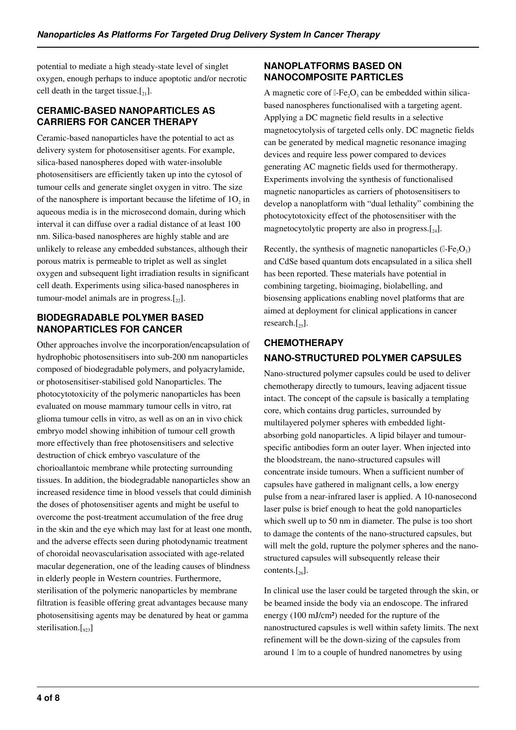potential to mediate a high steady-state level of singlet oxygen, enough perhaps to induce apoptotic and/or necrotic cell death in the target tissue.[21].

## CERAMIC-BASED NANOPARTICLES AS CARRIERS FOR CANCER THERAPY

Ceramic-based nanoparticles have the potential to act as delivery system for photosensitiser agents. For example, silica-based nanospheres doped with water-insoluble photosensitisers are efficiently taken up into the cytosol of tumour cells and generate singlet oxygen in vitro. The size of the nanosphere is important because the lifetime of $1O_2$ in aqueous media is in the microsecond domain, during which interval it can diffuse over a radial distance of at least 100 nm. Silica-based nanospheres are highly stable and are unlikely to release any embedded substances, although their porous matrix is permeable to triplet as well as singlet oxygen and subsequent light irradiation results in significant cell death. Experiments using silica-based nanospheres in tumour-model animals are in progress.[22].

## BIODEGRADABLE POLYMER BASED NANOPARTICLES FOR CANCER

Other approaches involve the incorporation/encapsulation of hydrophobic photosensitisers into sub-200 nm nanoparticles composed of biodegradable polymers, and polyacrylamide, or photosensitiser-stabilised gold Nanoparticles. The photocytotoxicity of the polymeric nanoparticles has been evaluated on mouse mammary tumour cells in vitro, rat glioma tumour cells in vitro, as well as on an in vivo chick embryo model showing inhibition of tumour cell growth more effectively than free photosensitisers and selective destruction of chick embryo vasculature of the chorioallantoic membrane while protecting surrounding tissues. In addition, the biodegradable nanoparticles show an increased residence time in blood vessels that could diminish the doses of photosensitiser agents and might be useful to overcome the post-treatment accumulation of the free drug in the skin and the eye which may last for at least one month, and the adverse effects seen during photodynamic treatment of choroidal neovascularisation associated with age-related macular degeneration, one of the leading causes of blindness in elderly people in Western countries. Furthermore, sterilisation of the polymeric nanoparticles by membrane filtration is feasible offering great advantages because many photosensitising agents may be denatured by heat or gamma sterilisation.[923]

## NANOPLATFORMS BASED ON NANOCOMPOSITE PARTICLES

A magnetic core of -$Fe_2O_3$ can be embedded within silica-based nanospheres functionalised with a targeting agent. Applying a DC magnetic field results in a selective magnetocytolysis of targeted cells only. DC magnetic fields can be generated by medical magnetic resonance imaging devices and require less power compared to devices generating AC magnetic fields used for thermotherapy. Experiments involving the synthesis of functionalised magnetic nanoparticles as carriers of photosensitisers to develop a nanoplatform with "dual lethality" combining the photocytotoxicity effect of the photosensitiser with the magnetocytolytic property are also in progress.[24].

Recently, the synthesis of magnetic nanoparticles (-$Fe_2O_3$) and CdSe based quantum dots encapsulated in a silica shell has been reported. These materials have potential in combining targeting, bioimaging, biolabelling, and biosensing applications enabling novel platforms that are aimed at deployment for clinical applications in cancer research.[25].

## CHEMOTHERAPY

## NANO-STRUCTURED POLYMER CAPSULES

Nano-structured polymer capsules could be used to deliver chemotherapy directly to tumours, leaving adjacent tissue intact. The concept of the capsule is basically a templating core, which contains drug particles, surrounded by multilayered polymer spheres with embedded light-absorbing gold nanoparticles. A lipid bilayer and tumour-specific antibodies form an outer layer. When injected into the bloodstream, the nano-structured capsules will concentrate inside tumours. When a sufficient number of capsules have gathered in malignant cells, a low energy pulse from a near-infrared laser is applied. A 10-nanosecond laser pulse is brief enough to heat the gold nanoparticles which swell up to 50 nm in diameter. The pulse is too short to damage the contents of the nano-structured capsules, but will melt the gold, rupture the polymer spheres and the nano-structured capsules will subsequently release their contents.[26].

In clinical use the laser could be targeted through the skin, or be beamed inside the body via an endoscope. The infrared energy (100 mJ/cm²) needed for the rupture of the nanostructured capsules is well within safety limits. The next refinement will be the down-sizing of the capsules from around 1 m to a couple of hundred nanometres by using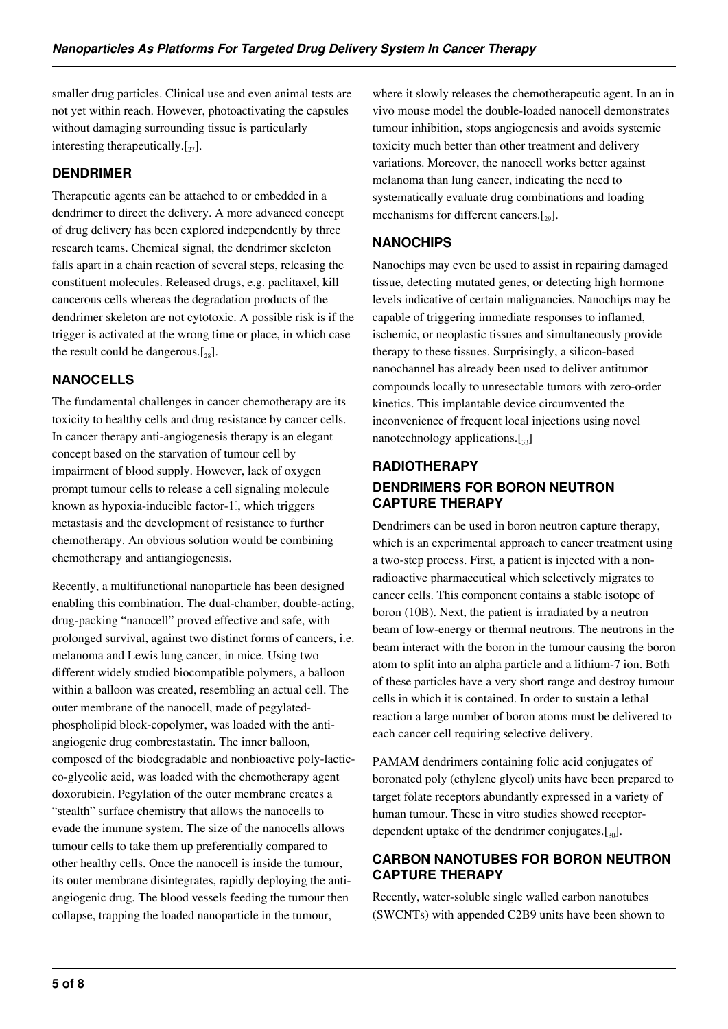smaller drug particles. Clinical use and even animal tests are not yet within reach. However, photoactivating the capsules without damaging surrounding tissue is particularly interesting therapeutically.[27].

## DENDRIMER

Therapeutic agents can be attached to or embedded in a dendrimer to direct the delivery. A more advanced concept of drug delivery has been explored independently by three research teams. Chemical signal, the dendrimer skeleton falls apart in a chain reaction of several steps, releasing the constituent molecules. Released drugs, e.g. paclitaxel, kill cancerous cells whereas the degradation products of the dendrimer skeleton are not cytotoxic. A possible risk is if the trigger is activated at the wrong time or place, in which case the result could be dangerous.[28].

## NANOCELLS

The fundamental challenges in cancer chemotherapy are its toxicity to healthy cells and drug resistance by cancer cells. In cancer therapy anti-angiogenesis therapy is an elegant concept based on the starvation of tumour cell by impairment of blood supply. However, lack of oxygen prompt tumour cells to release a cell signaling molecule known as hypoxia-inducible factor-1, which triggers metastasis and the development of resistance to further chemotherapy. An obvious solution would be combining chemotherapy and antiangiogenesis.

Recently, a multifunctional nanoparticle has been designed enabling this combination. The dual-chamber, double-acting, drug-packing "nanocell" proved effective and safe, with prolonged survival, against two distinct forms of cancers, i.e. melanoma and Lewis lung cancer, in mice. Using two different widely studied biocompatible polymers, a balloon within a balloon was created, resembling an actual cell. The outer membrane of the nanocell, made of pegylated-phospholipid block-copolymer, was loaded with the anti-angiogenic drug combrestastatin. The inner balloon, composed of the biodegradable and nonbioactive poly-lactic-co-glycolic acid, was loaded with the chemotherapy agent doxorubicin. Pegylation of the outer membrane creates a "stealth" surface chemistry that allows the nanocells to evade the immune system. The size of the nanocells allows tumour cells to take them up preferentially compared to other healthy cells. Once the nanocell is inside the tumour, its outer membrane disintegrates, rapidly deploying the anti-angiogenic drug. The blood vessels feeding the tumour then collapse, trapping the loaded nanoparticle in the tumour, where it slowly releases the chemotherapeutic agent. In an in vivo mouse model the double-loaded nanocell demonstrates tumour inhibition, stops angiogenesis and avoids systemic toxicity much better than other treatment and delivery variations. Moreover, the nanocell works better against melanoma than lung cancer, indicating the need to systematically evaluate drug combinations and loading mechanisms for different cancers.[29].

## NANOCHIPS

Nanochips may even be used to assist in repairing damaged tissue, detecting mutated genes, or detecting high hormone levels indicative of certain malignancies. Nanochips may be capable of triggering immediate responses to inflamed, ischemic, or neoplastic tissues and simultaneously provide therapy to these tissues. Surprisingly, a silicon-based nanochannel has already been used to deliver antitumor compounds locally to unresectable tumors with zero-order kinetics. This implantable device circumvented the inconvenience of frequent local injections using novel nanotechnology applications.[33]

## RADIOTHERAPY

### DENDRIMERS FOR BORON NEUTRON CAPTURE THERAPY

Dendrimers can be used in boron neutron capture therapy, which is an experimental approach to cancer treatment using a two-step process. First, a patient is injected with a non-radioactive pharmaceutical which selectively migrates to cancer cells. This component contains a stable isotope of boron (10B). Next, the patient is irradiated by a neutron beam of low-energy or thermal neutrons. The neutrons in the beam interact with the boron in the tumour causing the boron atom to split into an alpha particle and a lithium-7 ion. Both of these particles have a very short range and destroy tumour cells in which it is contained. In order to sustain a lethal reaction a large number of boron atoms must be delivered to each cancer cell requiring selective delivery.

PAMAM dendrimers containing folic acid conjugates of boronated poly (ethylene glycol) units have been prepared to target folate receptors abundantly expressed in a variety of human tumour. These in vitro studies showed receptor-dependent uptake of the dendrimer conjugates.[30].

### CARBON NANOTUBES FOR BORON NEUTRON CAPTURE THERAPY

Recently, water-soluble single walled carbon nanotubes (SWCNTs) with appended C2B9 units have been shown to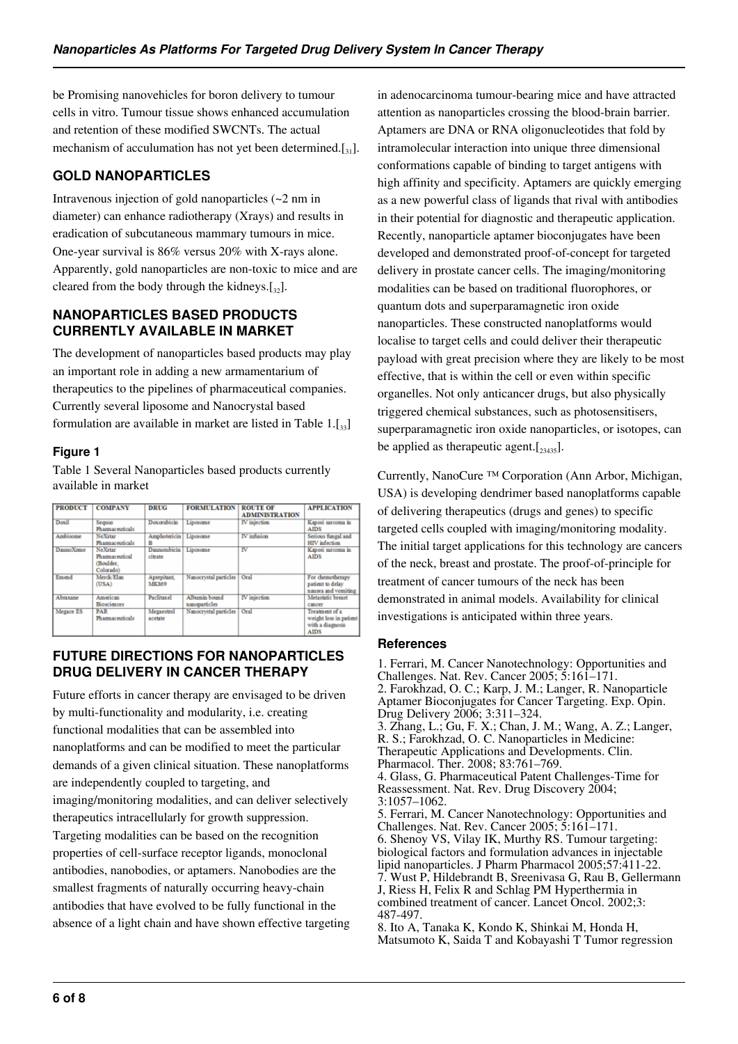be Promising nanovehicles for boron delivery to tumour cells in vitro. Tumour tissue shows enhanced accumulation and retention of these modified SWCNTs. The actual mechanism of acculumation has not yet been determined.[31].

## GOLD NANOPARTICLES

Intravenous injection of gold nanoparticles (~2 nm in diameter) can enhance radiotherapy (Xrays) and results in eradication of subcutaneous mammary tumours in mice. One-year survival is 86% versus 20% with X-rays alone. Apparently, gold nanoparticles are non-toxic to mice and are cleared from the body through the kidneys.[32].

## NANOPARTICLES BASED PRODUCTS CURRENTLY AVAILABLE IN MARKET

The development of nanoparticles based products may play an important role in adding a new armamentarium of therapeutics to the pipelines of pharmaceutical companies. Currently several liposome and Nanocrystal based formulation are available in market are listed in Table 1.[33]

### Figure 1

Table 1 Several Nanoparticles based products currently available in market

| PRODUCT | COMPANY | DRUG | FORMULATION | ROUTE OF ADMINISTRATION | APPLICATION |
|---|---|---|---|---|---|
| Doxil | Sequus Pharmaceuticals | Doxorubicin | Liposome | IV injection | Kaposi sarcoma in AIDS |
| Ambisome | NeXstar Pharmaceuticals | Amphotericin B | Liposome | IV infusion | Serious fungal and HIV infection |
| DaunoXome | NeXstar Pharmaceutical (Boulder, Colorado) | Daunorubicin citrate | Liposome | IV | Kaposi sarcoma in AIDS |
| Emend | Merck/Elan (USA) | Aprepitant, MK869 | Nanocrystal particles | Oral | For chemotherapy patient to delay nausea and vomiting |
| Abraxane | American Biosciences | Paclitaxel | Albumin bound nanoparticles | IV injection | Metastatic breast cancer |
| Megace ES | PAR Pharmaceuticals | Megaestrol acetate | Nanocrystal particles | Oral | Treatment of a weight loss in patient with a diagnosis AIDS |

## FUTURE DIRECTIONS FOR NANOPARTICLES DRUG DELIVERY IN CANCER THERAPY

Future efforts in cancer therapy are envisaged to be driven by multi-functionality and modularity, i.e. creating functional modalities that can be assembled into nanoplatforms and can be modified to meet the particular demands of a given clinical situation. These nanoplatforms are independently coupled to targeting, and imaging/monitoring modalities, and can deliver selectively therapeutics intracellularly for growth suppression. Targeting modalities can be based on the recognition properties of cell-surface receptor ligands, monoclonal antibodies, nanobodies, or aptamers. Nanobodies are the smallest fragments of naturally occurring heavy-chain antibodies that have evolved to be fully functional in the absence of a light chain and have shown effective targeting in adenocarcinoma tumour-bearing mice and have attracted attention as nanoparticles crossing the blood-brain barrier. Aptamers are DNA or RNA oligonucleotides that fold by intramolecular interaction into unique three dimensional conformations capable of binding to target antigens with high affinity and specificity. Aptamers are quickly emerging as a new powerful class of ligands that rival with antibodies in their potential for diagnostic and therapeutic application. Recently, nanoparticle aptamer bioconjugates have been developed and demonstrated proof-of-concept for targeted delivery in prostate cancer cells. The imaging/monitoring modalities can be based on traditional fluorophores, or quantum dots and superparamagnetic iron oxide nanoparticles. These constructed nanoplatforms would localise to target cells and could deliver their therapeutic payload with great precision where they are likely to be most effective, that is within the cell or even within specific organelles. Not only anticancer drugs, but also physically triggered chemical substances, such as photosensitisers, superparamagnetic iron oxide nanoparticles, or isotopes, can be applied as therapeutic agent.[23435].

Currently, NanoCure ™ Corporation (Ann Arbor, Michigan, USA) is developing dendrimer based nanoplatforms capable of delivering therapeutics (drugs and genes) to specific targeted cells coupled with imaging/monitoring modality. The initial target applications for this technology are cancers of the neck, breast and prostate. The proof-of-principle for treatment of cancer tumours of the neck has been demonstrated in animal models. Availability for clinical investigations is anticipated within three years.

### References

1. Ferrari, M. Cancer Nanotechnology: Opportunities and Challenges. Nat. Rev. Cancer 2005; 5:161–171.
2. Farokhzad, O. C.; Karp, J. M.; Langer, R. Nanoparticle Aptamer Bioconjugates for Cancer Targeting. Exp. Opin. Drug Delivery 2006; 3:311–324.
3. Zhang, L.; Gu, F. X.; Chan, J. M.; Wang, A. Z.; Langer, R. S.; Farokhzad, O. C. Nanoparticles in Medicine: Therapeutic Applications and Developments. Clin. Pharmacol. Ther. 2008; 83:761–769.
4. Glass, G. Pharmaceutical Patent Challenges-Time for Reassessment. Nat. Rev. Drug Discovery 2004; 3:1057–1062.
5. Ferrari, M. Cancer Nanotechnology: Opportunities and Challenges. Nat. Rev. Cancer 2005; 5:161–171.
6. Shenoy VS, Vilay IK, Murthy RS. Tumour targeting: biological factors and formulation advances in injectable lipid nanoparticles. J Pharm Pharmacol 2005;57:411-22.
7. Wust P, Hildebrandt B, Sreenivasa G, Rau B, Gellermann J, Riess H, Felix R and Schlag PM Hyperthermia in combined treatment of cancer. Lancet Oncol. 2002;3: 487-497.
8. Ito A, Tanaka K, Kondo K, Shinkai M, Honda H, Matsumoto K, Saida T and Kobayashi T Tumor regression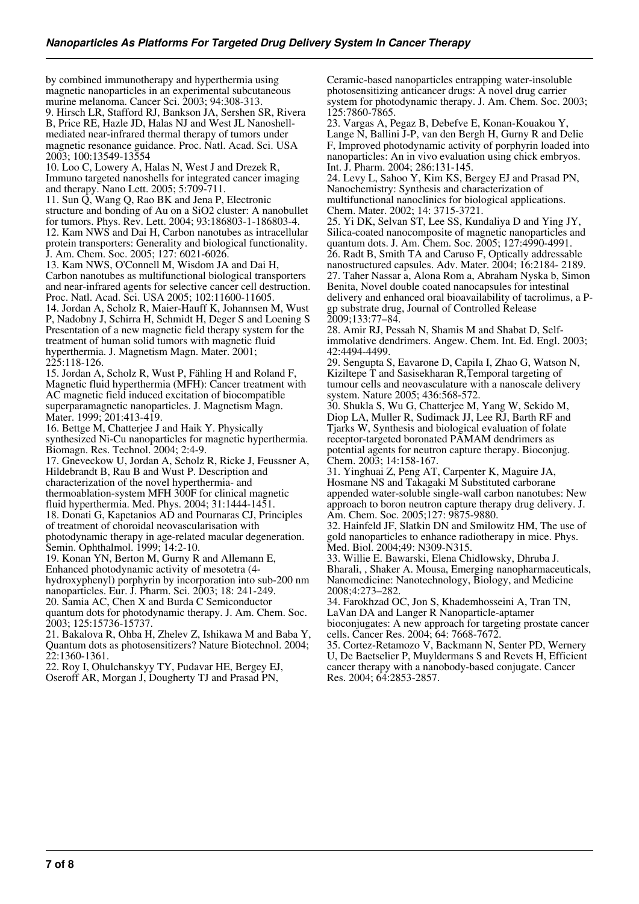by combined immunotherapy and hyperthermia using magnetic nanoparticles in an experimental subcutaneous murine melanoma. Cancer Sci. 2003; 94:308-313.

9. Hirsch LR, Stafford RJ, Bankson JA, Sershen SR, Rivera B, Price RE, Hazle JD, Halas NJ and West JL Nanoshell-mediated near-infrared thermal therapy of tumors under magnetic resonance guidance. Proc. Natl. Acad. Sci. USA 2003; 100:13549-13554

10. Loo C, Lowery A, Halas N, West J and Drezek R, Immuno targeted nanoshells for integrated cancer imaging and therapy. Nano Lett. 2005; 5:709-711.

11. Sun Q, Wang Q, Rao BK and Jena P, Electronic structure and bonding of Au on a SiO2 cluster: A nanobullet for tumors. Phys. Rev. Lett. 2004; 93:186803-1-186803-4.

12. Kam NWS and Dai H, Carbon nanotubes as intracellular protein transporters: Generality and biological functionality. J. Am. Chem. Soc. 2005; 127: 6021-6026.

13. Kam NWS, O'Connell M, Wisdom JA and Dai H, Carbon nanotubes as multifunctional biological transporters and near-infrared agents for selective cancer cell destruction. Proc. Natl. Acad. Sci. USA 2005; 102:11600-11605.

14. Jordan A, Scholz R, Maier-Hauff K, Johannsen M, Wust P, Nadobny J, Schirra H, Schmidt H, Deger S and Loening S Presentation of a new magnetic field therapy system for the treatment of human solid tumors with magnetic fluid hyperthermia. J. Magnetism Magn. Mater. 2001; 225:118-126.

15. Jordan A, Scholz R, Wust P, Fähling H and Roland F, Magnetic fluid hyperthermia (MFH): Cancer treatment with AC magnetic field induced excitation of biocompatible superparamagnetic nanoparticles. J. Magnetism Magn. Mater. 1999; 201:413-419.

16. Bettge M, Chatterjee J and Haik Y. Physically synthesized Ni-Cu nanoparticles for magnetic hyperthermia. Biomagn. Res. Technol. 2004; 2:4-9.

17. Gneveckow U, Jordan A, Scholz R, Ricke J, Feussner A, Hildebrandt B, Rau B and Wust P. Description and characterization of the novel hyperthermia- and thermoablation-system MFH 300F for clinical magnetic fluid hyperthermia. Med. Phys. 2004; 31:1444-1451.

18. Donati G, Kapetanios AD and Pournaras CJ, Principles of treatment of choroidal neovascularisation with photodynamic therapy in age-related macular degeneration. Semin. Ophthalmol. 1999; 14:2-10.

19. Konan YN, Berton M, Gurny R and Allemann E, Enhanced photodynamic activity of mesotetra (4-hydroxyphenyl) porphyrin by incorporation into sub-200 nm nanoparticles. Eur. J. Pharm. Sci. 2003; 18: 241-249.

20. Samia AC, Chen X and Burda C Semiconductor quantum dots for photodynamic therapy. J. Am. Chem. Soc. 2003; 125:15736-15737.

21. Bakalova R, Ohba H, Zhelev Z, Ishikawa M and Baba Y, Quantum dots as photosensitizers? Nature Biotechnol. 2004; 22:1360-1361.

22. Roy I, Ohulchanskyy TY, Pudavar HE, Bergey EJ, Oseroff AR, Morgan J, Dougherty TJ and Prasad PN, Ceramic-based nanoparticles entrapping water-insoluble photosensitizing anticancer drugs: A novel drug carrier system for photodynamic therapy. J. Am. Chem. Soc. 2003; 125:7860-7865.

23. Vargas A, Pegaz B, Debefve E, Konan-Kouakou Y, Lange N, Ballini J-P, van den Bergh H, Gurny R and Delie F, Improved photodynamic activity of porphyrin loaded into nanoparticles: An in vivo evaluation using chick embryos. Int. J. Pharm. 2004; 286:131-145.

24. Levy L, Sahoo Y, Kim KS, Bergey EJ and Prasad PN, Nanochemistry: Synthesis and characterization of multifunctional nanoclinics for biological applications. Chem. Mater. 2002; 14: 3715-3721.

25. Yi DK, Selvan ST, Lee SS, Kundaliya D and Ying JY, Silica-coated nanocomposite of magnetic nanoparticles and quantum dots. J. Am. Chem. Soc. 2005; 127:4990-4991.

26. Radt B, Smith TA and Caruso F, Optically addressable nanostructured capsules. Adv. Mater. 2004; 16:2184- 2189.

27. Taher Nassar a, Alona Rom a, Abraham Nyska b, Simon Benita, Novel double coated nanocapsules for intestinal delivery and enhanced oral bioavailability of tacrolimus, a P-gp substrate drug, Journal of Controlled Release 2009;133:77–84.

28. Amir RJ, Pessah N, Shamis M and Shabat D, Self-immolative dendrimers. Angew. Chem. Int. Ed. Engl. 2003; 42:4494-4499.

29. Sengupta S, Eavarone D, Capila I, Zhao G, Watson N, Kiziltepe T and Sasisekharan R,Temporal targeting of tumour cells and neovasculature with a nanoscale delivery system. Nature 2005; 436:568-572.

30. Shukla S, Wu G, Chatterjee M, Yang W, Sekido M, Diop LA, Muller R, Sudimack JJ, Lee RJ, Barth RF and Tjarks W, Synthesis and biological evaluation of folate receptor-targeted boronated PAMAM dendrimers as potential agents for neutron capture therapy. Bioconjug. Chem. 2003; 14:158-167.

31. Yinghuai Z, Peng AT, Carpenter K, Maguire JA, Hosmane NS and Takagaki M Substituted carborane appended water-soluble single-wall carbon nanotubes: New approach to boron neutron capture therapy drug delivery. J. Am. Chem. Soc. 2005;127: 9875-9880.

32. Hainfeld JF, Slatkin DN and Smilowitz HM, The use of gold nanoparticles to enhance radiotherapy in mice. Phys. Med. Biol. 2004;49: N309-N315.

33. Willie E. Bawarski, Elena Chidlowsky, Dhruba J. Bharali, , Shaker A. Mousa, Emerging nanopharmaceuticals, Nanomedicine: Nanotechnology, Biology, and Medicine 2008;4:273–282.

34. Farokhzad OC, Jon S, Khademhosseini A, Tran TN, LaVan DA and Langer R Nanoparticle-aptamer bioconjugates: A new approach for targeting prostate cancer cells. Cancer Res. 2004; 64: 7668-7672.

35. Cortez-Retamozo V, Backmann N, Senter PD, Wernery U, De Baetselier P, Muyldermans S and Revets H, Efficient cancer therapy with a nanobody-based conjugate. Cancer Res. 2004; 64:2853-2857.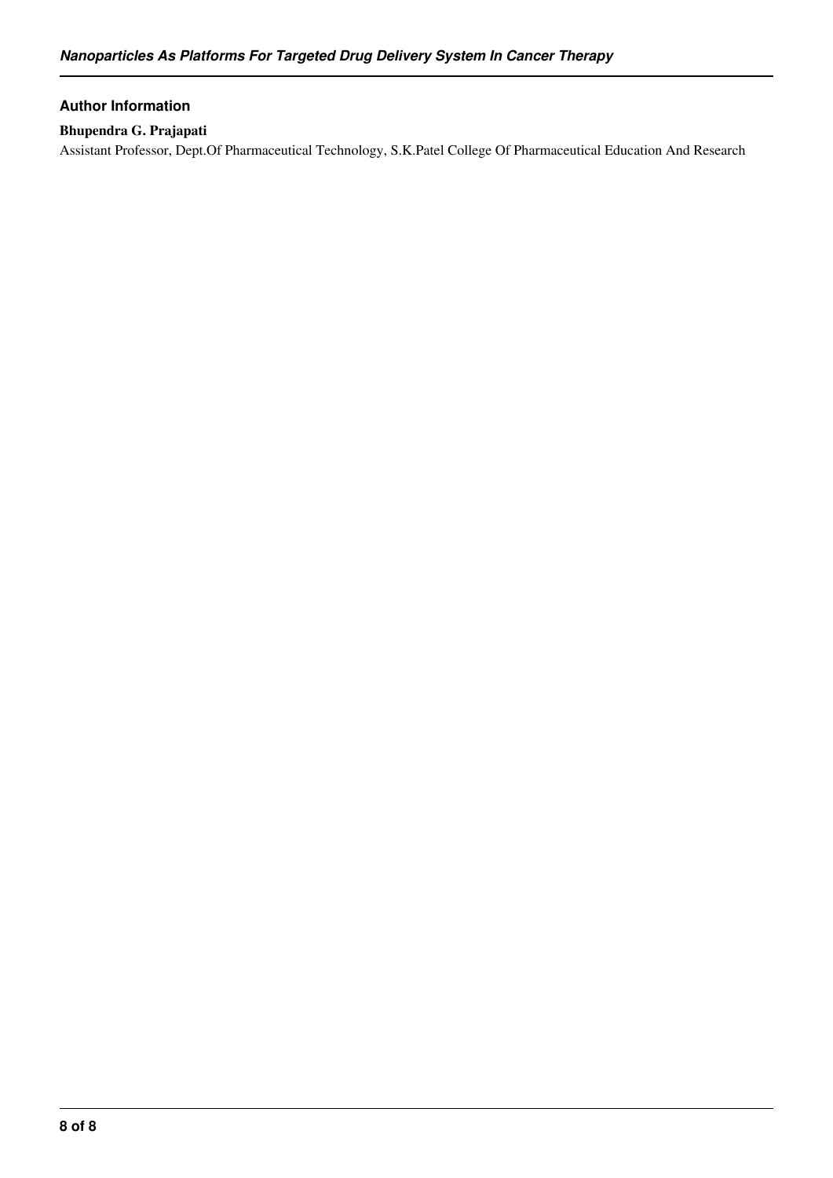### Author Information

**Bhupendra G. Prajapati**

Assistant Professor, Dept.Of Pharmaceutical Technology, S.K.Patel College Of Pharmaceutical Education And Research